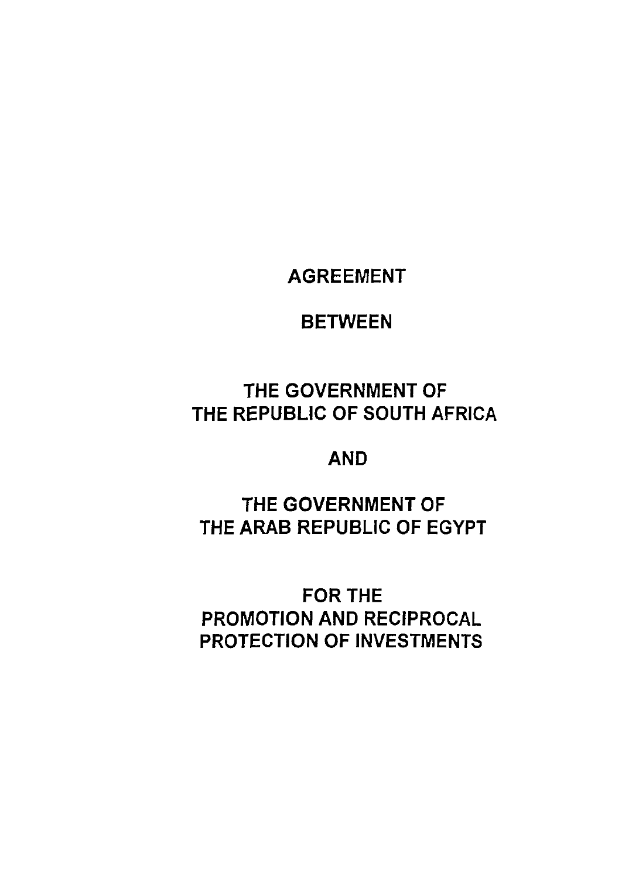# AGREEMENT

# BETWEEN

# THE GOVERNMENT OF THE REPUBLIC OF SOUTH AFRICA

# AND

# THE GOVERNMENT OF THE ARAB REPUBLIC OF EGYPT

# FOR THE PROMOTION AND RECIPROCAL PROTECTION OF INVESTMENTS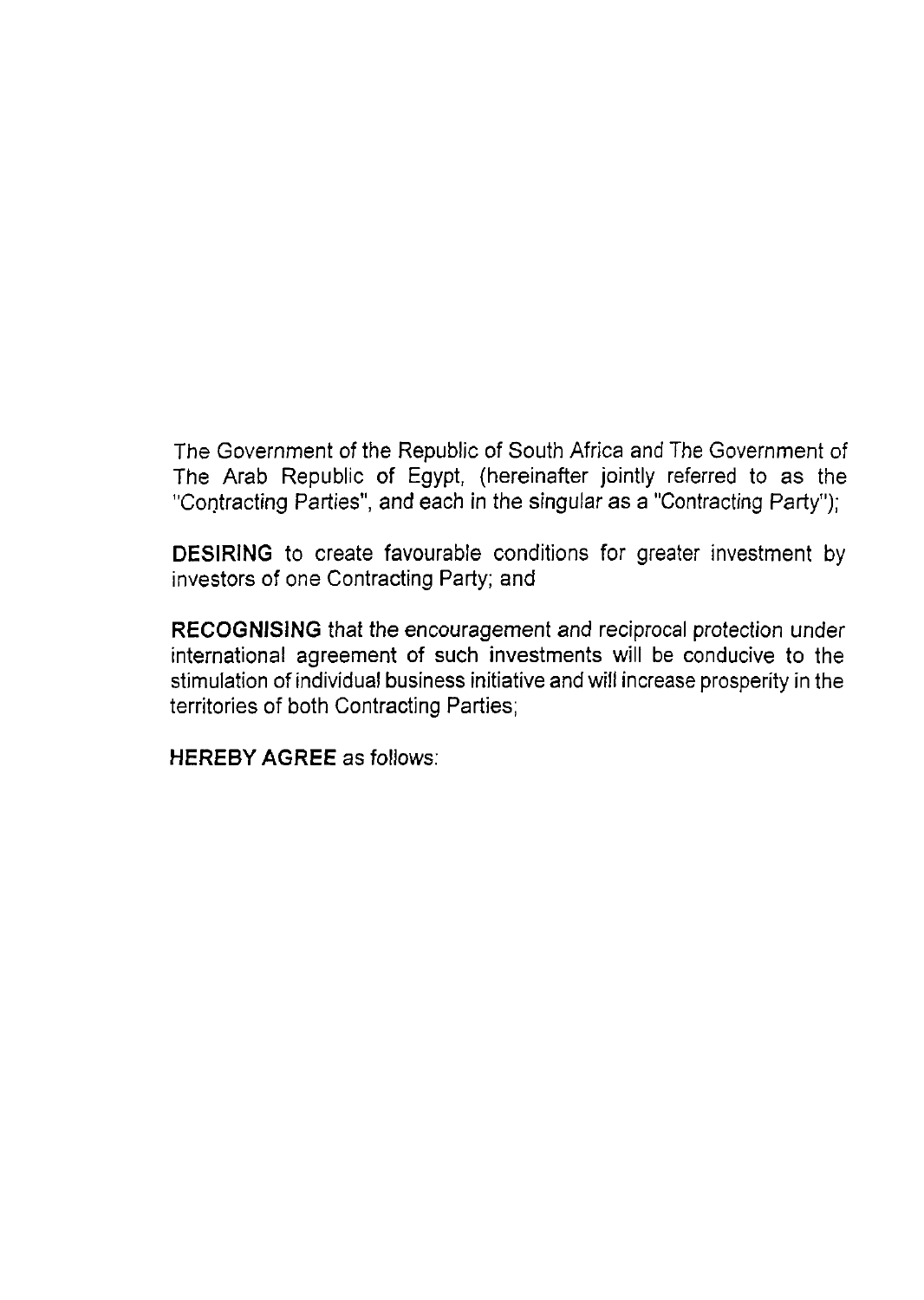The Government of the Republic of South Africa and The Government of The Arab Republic of Egypt, (hereinafter jointly referred to as the "Contracting Parties", and each in the singular as a "Contracting Party");

**DESIRING** to create favourable conditions for greater investment by investors of one Contracting Party; and

**RECOGNISING** that the encouragement and reciprocal protection under international agreement of such investments will be conducive to the stimulation of individual business initiative and will increase prosperity in the territories of both Contracting Parties;

**HEREBY AGREE** as follows: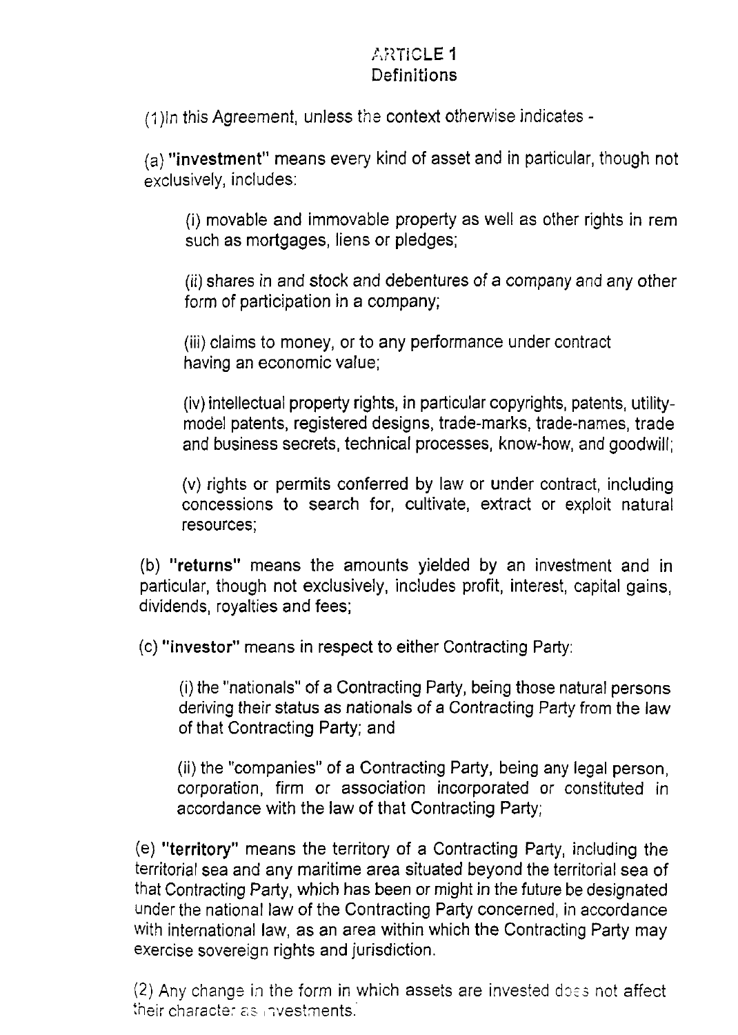## ARTICLE 1
## Definitions

(1)In this Agreement, unless the context otherwise indicates -

(a) **"investment"** means every kind of asset and in particular, though not exclusively, includes:

(i) movable and immovable property as well as other rights in rem such as mortgages, liens or pledges;

(ii) shares in and stock and debentures of a company and any other form of participation in a company;

(iii) claims to money, or to any performance under contract having an economic value;

(iv) intellectual property rights, in particular copyrights, patents, utility-model patents, registered designs, trade-marks, trade-names, trade and business secrets, technical processes, know-how, and goodwill;

(v) rights or permits conferred by law or under contract, including concessions to search for, cultivate, extract or exploit natural resources;

(b) **"returns"** means the amounts yielded by an investment and in particular, though not exclusively, includes profit, interest, capital gains, dividends, royalties and fees;

(c) **"investor"** means in respect to either Contracting Party:

(i) the "nationals" of a Contracting Party, being those natural persons deriving their status as nationals of a Contracting Party from the law of that Contracting Party; and

(ii) the "companies" of a Contracting Party, being any legal person, corporation, firm or association incorporated or constituted in accordance with the law of that Contracting Party;

(e) **"territory"** means the territory of a Contracting Party, including the territorial sea and any maritime area situated beyond the territorial sea of that Contracting Party, which has been or might in the future be designated under the national law of the Contracting Party concerned, in accordance with international law, as an area within which the Contracting Party may exercise sovereign rights and jurisdiction.

(2) Any change in the form in which assets are invested does not affect their character as investments.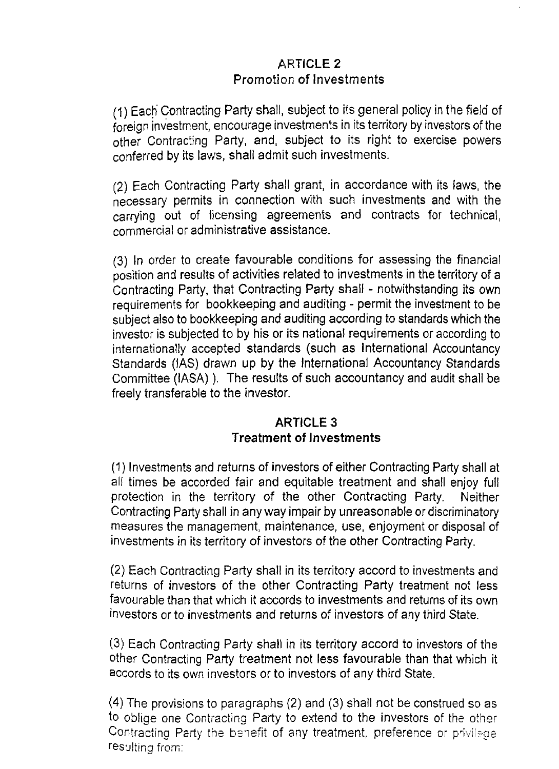## ARTICLE 2
### Promotion of Investments

(1) Each Contracting Party shall, subject to its general policy in the field of foreign investment, encourage investments in its territory by investors of the other Contracting Party, and, subject to its right to exercise powers conferred by its laws, shall admit such investments.

(2) Each Contracting Party shall grant, in accordance with its laws, the necessary permits in connection with such investments and with the carrying out of licensing agreements and contracts for technical, commercial or administrative assistance.

(3) In order to create favourable conditions for assessing the financial position and results of activities related to investments in the territory of a Contracting Party, that Contracting Party shall - notwithstanding its own requirements for bookkeeping and auditing - permit the investment to be subject also to bookkeeping and auditing according to standards which the investor is subjected to by his or its national requirements or according to internationally accepted standards (such as International Accountancy Standards (IAS) drawn up by the International Accountancy Standards Committee (IASA) ). The results of such accountancy and audit shall be freely transferable to the investor.

## ARTICLE 3
### Treatment of Investments

(1) Investments and returns of investors of either Contracting Party shall at all times be accorded fair and equitable treatment and shall enjoy full protection in the territory of the other Contracting Party. Neither Contracting Party shall in any way impair by unreasonable or discriminatory measures the management, maintenance, use, enjoyment or disposal of investments in its territory of investors of the other Contracting Party.

(2) Each Contracting Party shall in its territory accord to investments and returns of investors of the other Contracting Party treatment not less favourable than that which it accords to investments and returns of its own investors or to investments and returns of investors of any third State.

(3) Each Contracting Party shall in its territory accord to investors of the other Contracting Party treatment not less favourable than that which it accords to its own investors or to investors of any third State.

(4) The provisions to paragraphs (2) and (3) shall not be construed so as to oblige one Contracting Party to extend to the investors of the other Contracting Party the benefit of any treatment, preference or privilege resulting from: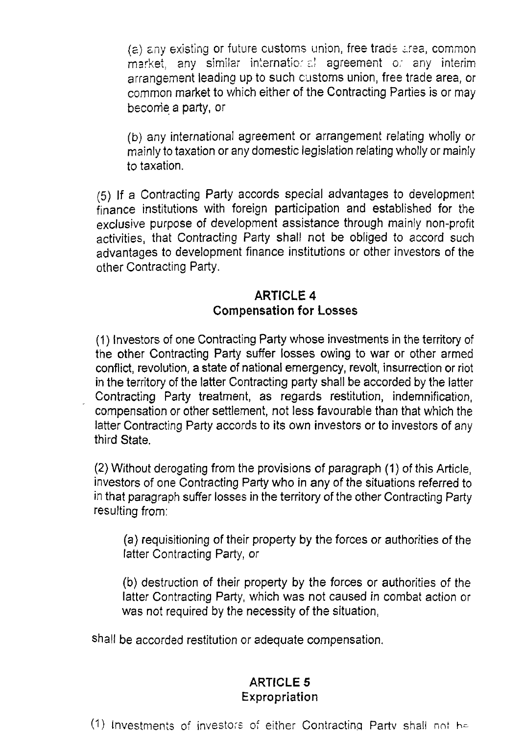(a) any existing or future customs union, free trade area, common market, any similar international agreement or any interim arrangement leading up to such customs union, free trade area, or common market to which either of the Contracting Parties is or may become a party, or

(b) any international agreement or arrangement relating wholly or mainly to taxation or any domestic legislation relating wholly or mainly to taxation.

(5) If a Contracting Party accords special advantages to development finance institutions with foreign participation and established for the exclusive purpose of development assistance through mainly non-profit activities, that Contracting Party shall not be obliged to accord such advantages to development finance institutions or other investors of the other Contracting Party.

## ARTICLE 4
## Compensation for Losses

(1) Investors of one Contracting Party whose investments in the territory of the other Contracting Party suffer losses owing to war or other armed conflict, revolution, a state of national emergency, revolt, insurrection or riot in the territory of the latter Contracting party shall be accorded by the latter Contracting Party treatment, as regards restitution, indemnification, compensation or other settlement, not less favourable than that which the latter Contracting Party accords to its own investors or to investors of any third State.

(2) Without derogating from the provisions of paragraph (1) of this Article, investors of one Contracting Party who in any of the situations referred to in that paragraph suffer losses in the territory of the other Contracting Party resulting from:

(a) requisitioning of their property by the forces or authorities of the latter Contracting Party, or

(b) destruction of their property by the forces or authorities of the latter Contracting Party, which was not caused in combat action or was not required by the necessity of the situation,

shall be accorded restitution or adequate compensation.

## ARTICLE 5
## Expropriation

(1) Investments of investors of either Contracting Party shall not be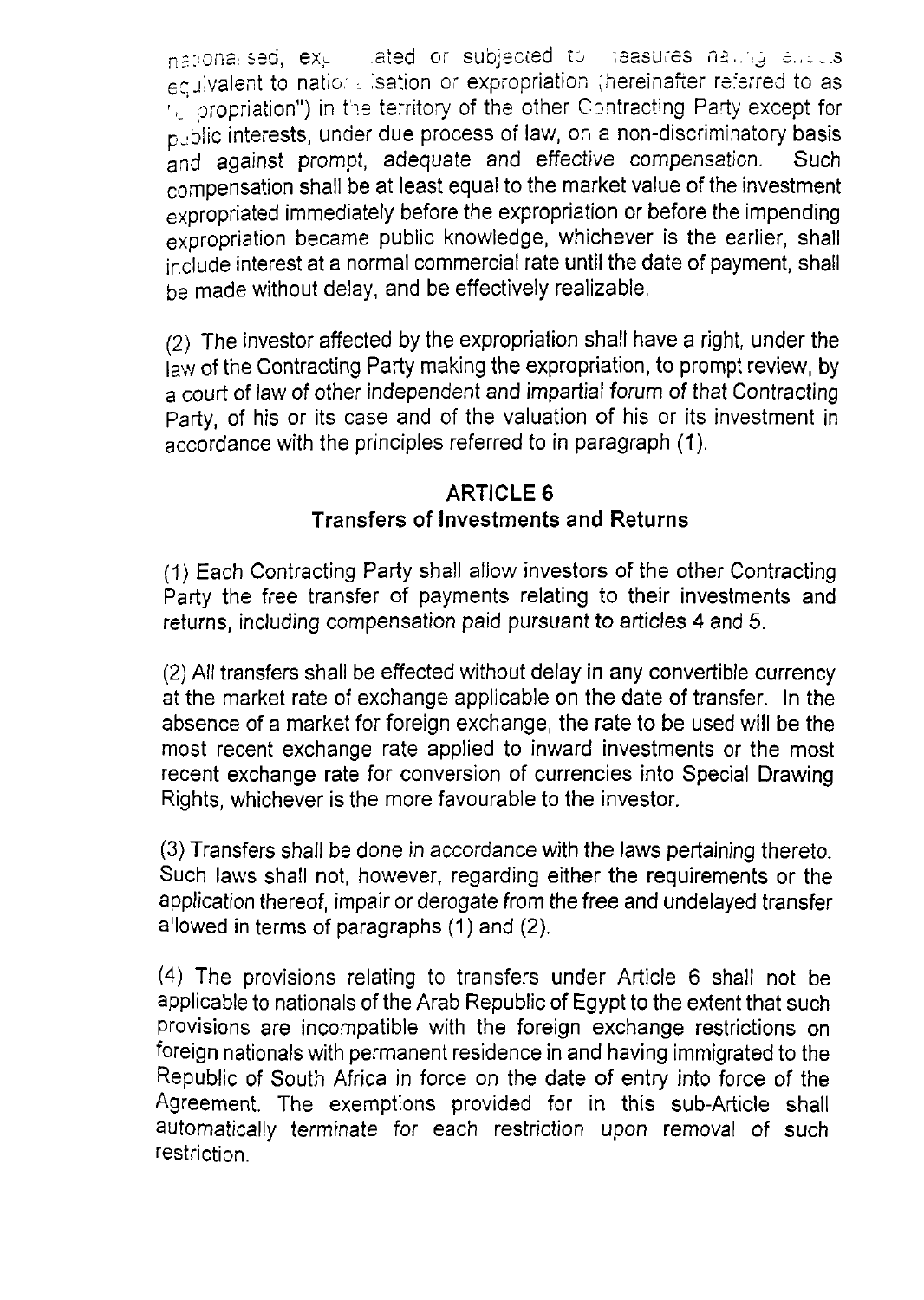nationalised, expropriated or subjected to measures having effects equivalent to nationalisation or expropriation (hereinafter referred to as "expropriation") in the territory of the other Contracting Party except for public interests, under due process of law, on a non-discriminatory basis and against prompt, adequate and effective compensation. Such compensation shall be at least equal to the market value of the investment expropriated immediately before the expropriation or before the impending expropriation became public knowledge, whichever is the earlier, shall include interest at a normal commercial rate until the date of payment, shall be made without delay, and be effectively realizable.

(2) The investor affected by the expropriation shall have a right, under the law of the Contracting Party making the expropriation, to prompt review, by a court of law of other independent and impartial forum of that Contracting Party, of his or its case and of the valuation of his or its investment in accordance with the principles referred to in paragraph (1).

## ARTICLE 6
## Transfers of Investments and Returns

(1) Each Contracting Party shall allow investors of the other Contracting Party the free transfer of payments relating to their investments and returns, including compensation paid pursuant to articles 4 and 5.

(2) All transfers shall be effected without delay in any convertible currency at the market rate of exchange applicable on the date of transfer. In the absence of a market for foreign exchange, the rate to be used will be the most recent exchange rate applied to inward investments or the most recent exchange rate for conversion of currencies into Special Drawing Rights, whichever is the more favourable to the investor.

(3) Transfers shall be done in accordance with the laws pertaining thereto. Such laws shall not, however, regarding either the requirements or the application thereof, impair or derogate from the free and undelayed transfer allowed in terms of paragraphs (1) and (2).

(4) The provisions relating to transfers under Article 6 shall not be applicable to nationals of the Arab Republic of Egypt to the extent that such provisions are incompatible with the foreign exchange restrictions on foreign nationals with permanent residence in and having immigrated to the Republic of South Africa in force on the date of entry into force of the Agreement. The exemptions provided for in this sub-Article shall automatically terminate for each restriction upon removal of such restriction.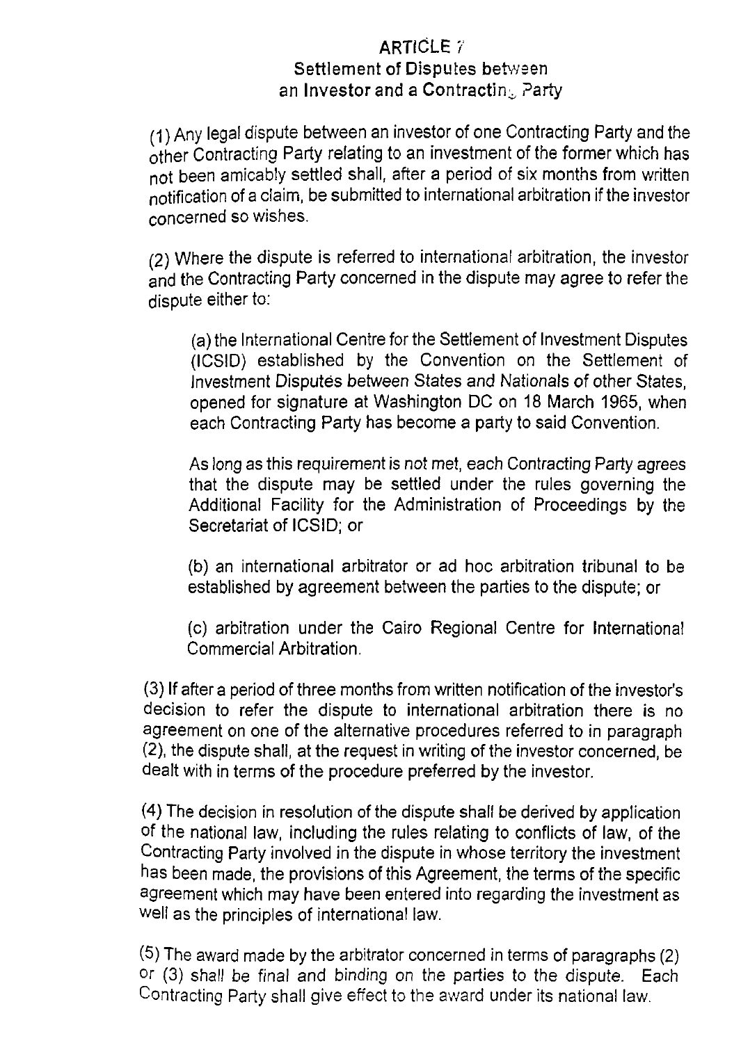## ARTICLE 7
## Settlement of Disputes between an Investor and a Contracting Party

(1) Any legal dispute between an investor of one Contracting Party and the other Contracting Party relating to an investment of the former which has not been amicably settled shall, after a period of six months from written notification of a claim, be submitted to international arbitration if the investor concerned so wishes.

(2) Where the dispute is referred to international arbitration, the investor and the Contracting Party concerned in the dispute may agree to refer the dispute either to:

(a) the International Centre for the Settlement of Investment Disputes (ICSID) established by the Convention on the Settlement of Investment Disputes between States and Nationals of other States, opened for signature at Washington DC on 18 March 1965, when each Contracting Party has become a party to said Convention.

As long as this requirement is not met, each Contracting Party agrees that the dispute may be settled under the rules governing the Additional Facility for the Administration of Proceedings by the Secretariat of ICSID; or

(b) an international arbitrator or ad hoc arbitration tribunal to be established by agreement between the parties to the dispute; or

(c) arbitration under the Cairo Regional Centre for International Commercial Arbitration.

(3) If after a period of three months from written notification of the investor's decision to refer the dispute to international arbitration there is no agreement on one of the alternative procedures referred to in paragraph (2), the dispute shall, at the request in writing of the investor concerned, be dealt with in terms of the procedure preferred by the investor.

(4) The decision in resolution of the dispute shall be derived by application of the national law, including the rules relating to conflicts of law, of the Contracting Party involved in the dispute in whose territory the investment has been made, the provisions of this Agreement, the terms of the specific agreement which may have been entered into regarding the investment as well as the principles of international law.

(5) The award made by the arbitrator concerned in terms of paragraphs (2) or (3) shall be final and binding on the parties to the dispute. Each Contracting Party shall give effect to the award under its national law.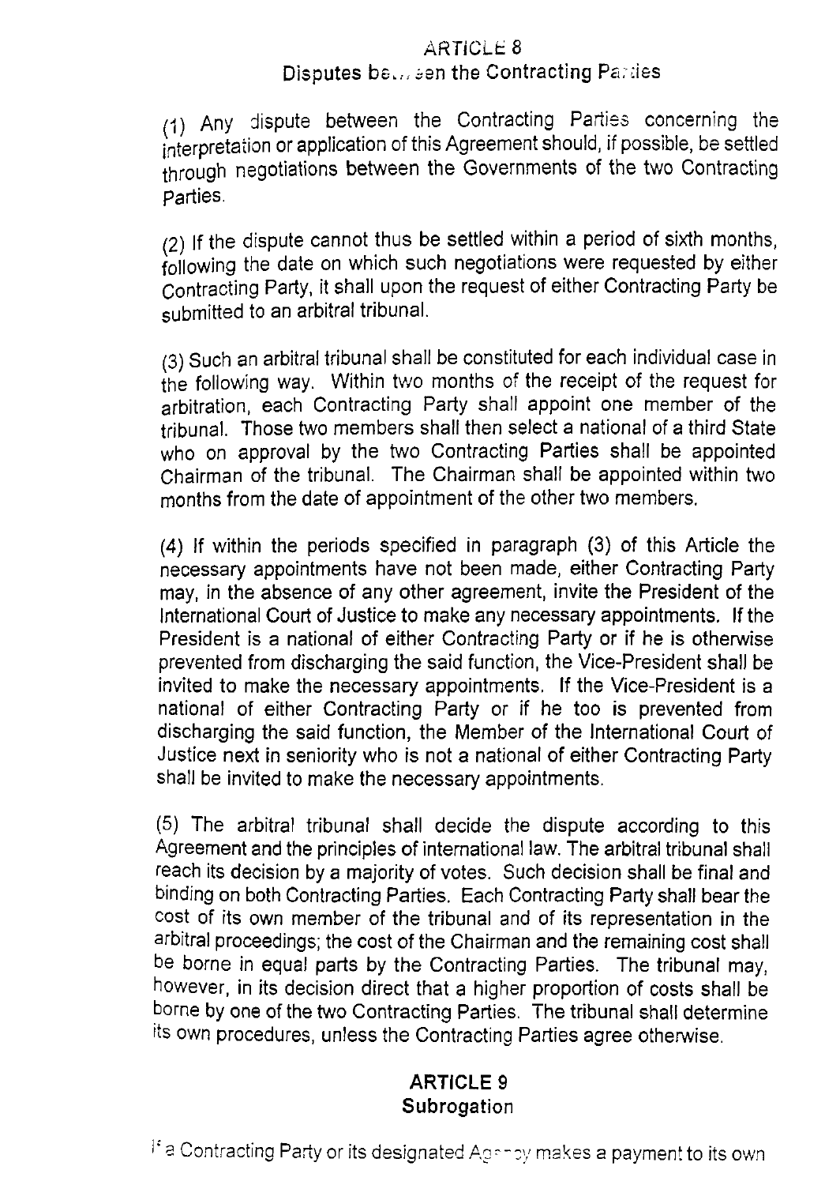## ARTICLE 8
### Disputes between the Contracting Parties

(1) Any dispute between the Contracting Parties concerning the interpretation or application of this Agreement should, if possible, be settled through negotiations between the Governments of the two Contracting Parties.

(2) If the dispute cannot thus be settled within a period of sixth months, following the date on which such negotiations were requested by either Contracting Party, it shall upon the request of either Contracting Party be submitted to an arbitral tribunal.

(3) Such an arbitral tribunal shall be constituted for each individual case in the following way. Within two months of the receipt of the request for arbitration, each Contracting Party shall appoint one member of the tribunal. Those two members shall then select a national of a third State who on approval by the two Contracting Parties shall be appointed Chairman of the tribunal. The Chairman shall be appointed within two months from the date of appointment of the other two members.

(4) If within the periods specified in paragraph (3) of this Article the necessary appointments have not been made, either Contracting Party may, in the absence of any other agreement, invite the President of the International Court of Justice to make any necessary appointments. If the President is a national of either Contracting Party or if he is otherwise prevented from discharging the said function, the Vice-President shall be invited to make the necessary appointments. If the Vice-President is a national of either Contracting Party or if he too is prevented from discharging the said function, the Member of the International Court of Justice next in seniority who is not a national of either Contracting Party shall be invited to make the necessary appointments.

(5) The arbitral tribunal shall decide the dispute according to this Agreement and the principles of international law. The arbitral tribunal shall reach its decision by a majority of votes. Such decision shall be final and binding on both Contracting Parties. Each Contracting Party shall bear the cost of its own member of the tribunal and of its representation in the arbitral proceedings; the cost of the Chairman and the remaining cost shall be borne in equal parts by the Contracting Parties. The tribunal may, however, in its decision direct that a higher proportion of costs shall be borne by one of the two Contracting Parties. The tribunal shall determine its own procedures, unless the Contracting Parties agree otherwise.

## ARTICLE 9
### Subrogation

If a Contracting Party or its designated Agency makes a payment to its own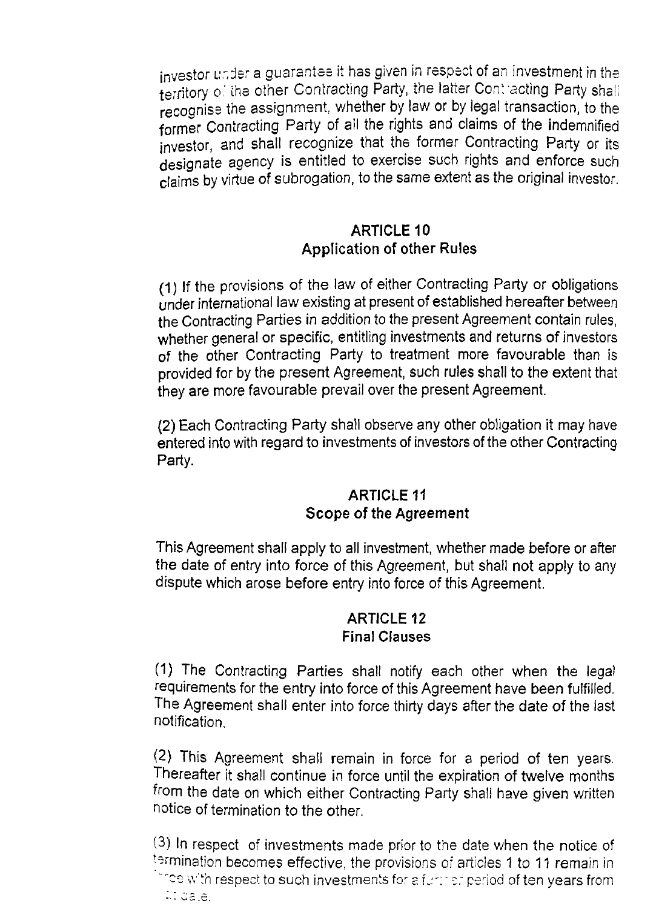investor under a guarantee it has given in respect of an investment in the territory of the other Contracting Party, the latter Contracting Party shall recognise the assignment, whether by law or by legal transaction, to the former Contracting Party of all the rights and claims of the indemnified investor, and shall recognize that the former Contracting Party or its designate agency is entitled to exercise such rights and enforce such claims by virtue of subrogation, to the same extent as the original investor.

## ARTICLE 10
## Application of other Rules

(1) If the provisions of the law of either Contracting Party or obligations under international law existing at present of established hereafter between the Contracting Parties in addition to the present Agreement contain rules, whether general or specific, entitling investments and returns of investors of the other Contracting Party to treatment more favourable than is provided for by the present Agreement, such rules shall to the extent that they are more favourable prevail over the present Agreement.

(2) Each Contracting Party shall observe any other obligation it may have entered into with regard to investments of investors of the other Contracting Party.

## ARTICLE 11
## Scope of the Agreement

This Agreement shall apply to all investment, whether made before or after the date of entry into force of this Agreement, but shall not apply to any dispute which arose before entry into force of this Agreement.

## ARTICLE 12
## Final Clauses

(1) The Contracting Parties shall notify each other when the legal requirements for the entry into force of this Agreement have been fulfilled. The Agreement shall enter into force thirty days after the date of the last notification.

(2) This Agreement shall remain in force for a period of ten years. Thereafter it shall continue in force until the expiration of twelve months from the date on which either Contracting Party shall have given written notice of termination to the other.

(3) In respect of investments made prior to the date when the notice of termination becomes effective, the provisions of articles 1 to 11 remain in force with respect to such investments for a further period of ten years from that date.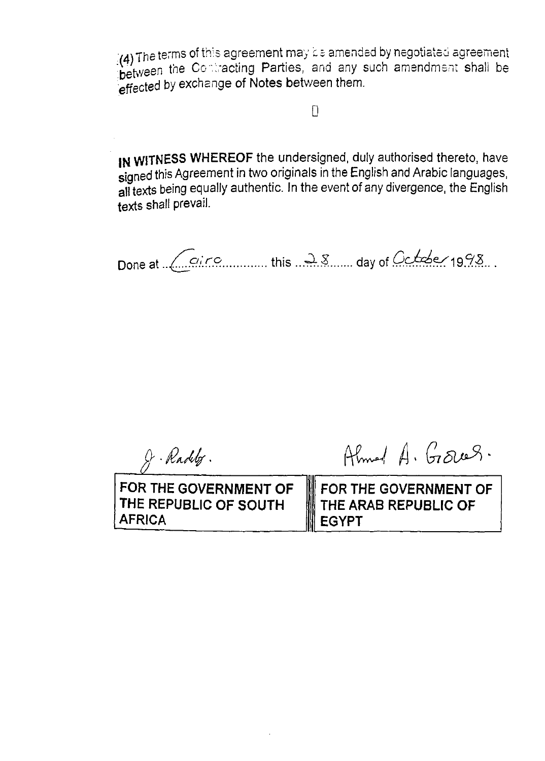(4) The terms of this agreement may be amended by negotiated agreement between the Contracting Parties, and any such amendment shall be effected by exchange of Notes between them.

**IN WITNESS WHEREOF** the undersigned, duly authorised thereto, have signed this Agreement in two originals in the English and Arabic languages, all texts being equally authentic. In the event of any divergence, the English texts shall prevail.

Done at Cairo this 28 day of October 1998.

| | |
|---|---|
| J. Raddy. | Ahmed A. Gouel. |
| **FOR THE GOVERNMENT OF THE REPUBLIC OF SOUTH AFRICA** | **FOR THE GOVERNMENT OF THE ARAB REPUBLIC OF EGYPT** |